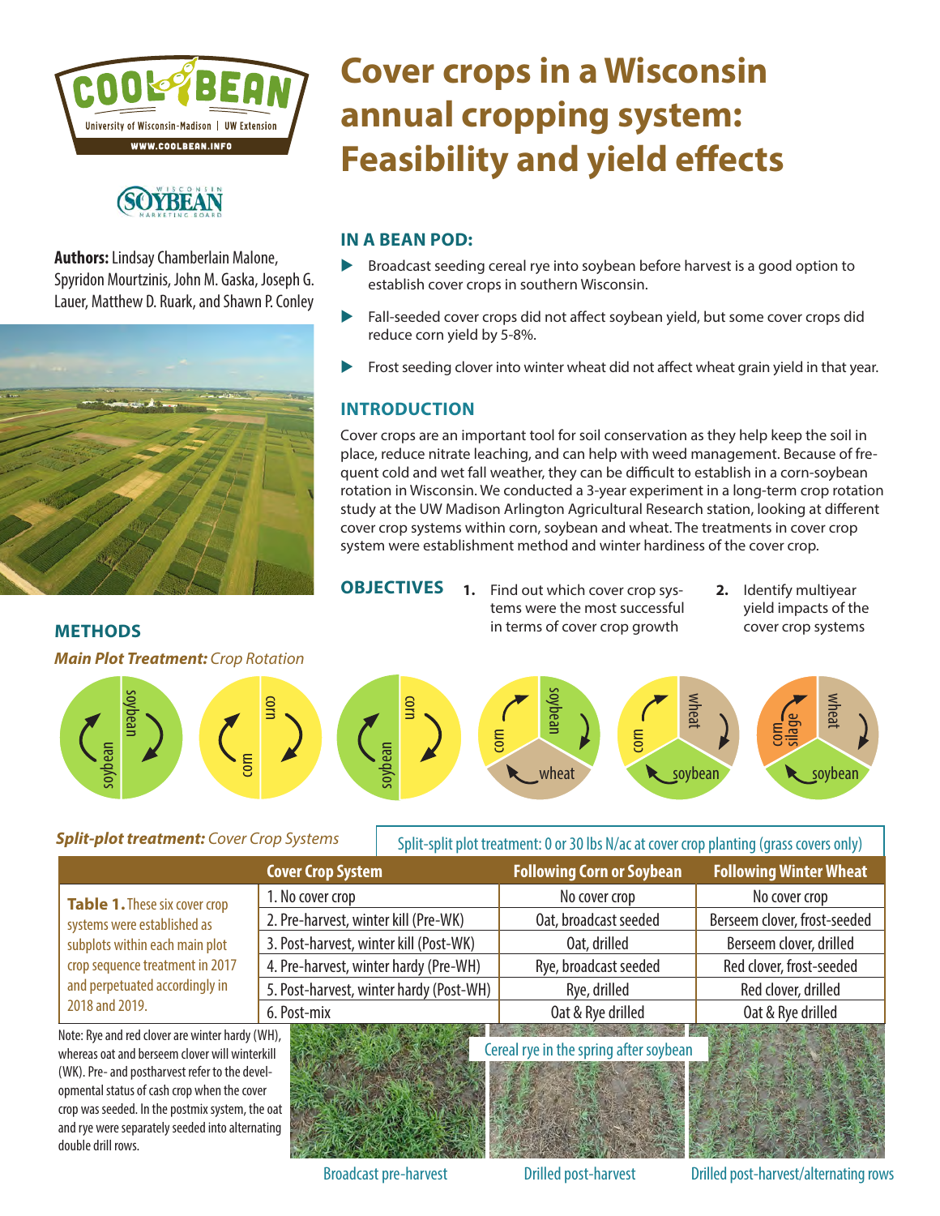# Cover crops in a Wisconsin annual cropping system: Feasibility and yield effects

**Authors:** Lindsay Chamberlain Malone, Spyridon Mourtzinis, John M. Gaska, Joseph G. Lauer, Matthew D. Ruark, and Shawn P. Conley

## IN A BEAN POD:

- Broadcast seeding cereal rye into soybean before harvest is a good option to establish cover crops in southern Wisconsin.
- Fall-seeded cover crops did not affect soybean yield, but some cover crops did reduce corn yield by 5-8%.
- Frost seeding clover into winter wheat did not affect wheat grain yield in that year.

## INTRODUCTION

Cover crops are an important tool for soil conservation as they help keep the soil in place, reduce nitrate leaching, and can help with weed management. Because of frequent cold and wet fall weather, they can be difficult to establish in a corn-soybean rotation in Wisconsin. We conducted a 3-year experiment in a long-term crop rotation study at the UW Madison Arlington Agricultural Research station, looking at different cover crop systems within corn, soybean and wheat. The treatments in cover crop system were establishment method and winter hardiness of the cover crop.

## OBJECTIVES

1. Find out which cover crop systems were the most successful in terms of cover crop growth
2. Identify multiyear yield impacts of the cover crop systems

## METHODS

***Main Plot Treatment:*** *Crop Rotation*

soybean–soybean; corn–corn; corn–soybean; corn–soybean–wheat; corn–wheat–soybean; corn silage–wheat–soybean

***Split-plot treatment:*** *Cover Crop Systems*

Split-split plot treatment: 0 or 30 lbs N/ac at cover crop planting (grass covers only)

**Table 1.** These six cover crop systems were established as subplots within each main plot crop sequence treatment in 2017 and perpetuated accordingly in 2018 and 2019.

| Cover Crop System | Following Corn or Soybean | Following Winter Wheat |
|---|---|---|
| 1. No cover crop | No cover crop | No cover crop |
| 2. Pre-harvest, winter kill (Pre-WK) | Oat, broadcast seeded | Berseem clover, frost-seeded |
| 3. Post-harvest, winter kill (Post-WK) | Oat, drilled | Berseem clover, drilled |
| 4. Pre-harvest, winter hardy (Pre-WH) | Rye, broadcast seeded | Red clover, frost-seeded |
| 5. Post-harvest, winter hardy (Post-WH) | Rye, drilled | Red clover, drilled |
| 6. Post-mix | Oat & Rye drilled | Oat & Rye drilled |

Note: Rye and red clover are winter hardy (WH), whereas oat and berseem clover will winterkill (WK). Pre- and postharvest refer to the developmental status of cash crop when the cover crop was seeded. In the postmix system, the oat and rye were separately seeded into alternating double drill rows.

Cereal rye in the spring after soybean

Broadcast pre-harvest | Drilled post-harvest | Drilled post-harvest/alternating rows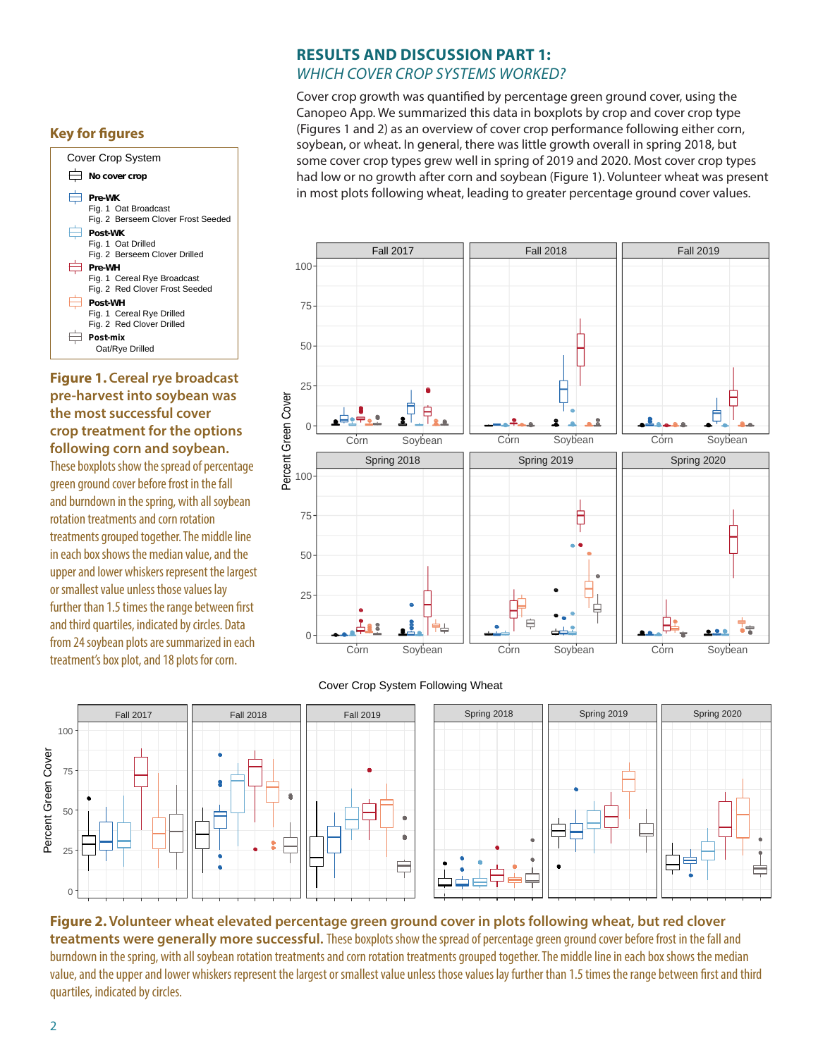## RESULTS AND DISCUSSION PART 1:

### *WHICH COVER CROP SYSTEMS WORKED?*

Cover crop growth was quantified by percentage green ground cover, using the Canopeo App. We summarized this data in boxplots by crop and cover crop type (Figures 1 and 2) as an overview of cover crop performance following either corn, soybean, or wheat. In general, there was little growth overall in spring 2018, but some cover crop types grew well in spring of 2019 and 2020. Most cover crop types had low or no growth after corn and soybean (Figure 1). Volunteer wheat was present in most plots following wheat, leading to greater percentage ground cover values.

### Key for figures

Cover Crop System

- **No cover crop**
- **Pre-WK**
  - Fig. 1 Oat Broadcast
  - Fig. 2 Berseem Clover Frost Seeded
- **Post-WK**
  - Fig. 1 Oat Drilled
  - Fig. 2 Berseem Clover Drilled
- **Pre-WH**
  - Fig. 1 Cereal Rye Broadcast
  - Fig. 2 Red Clover Frost Seeded
- **Post-WH**
  - Fig. 1 Cereal Rye Drilled
  - Fig. 2 Red Clover Drilled
- **Post-mix**
  - Oat/Rye Drilled

**Figure 1. Cereal rye broadcast pre-harvest into soybean was the most successful cover crop treatment for the options following corn and soybean.** These boxplots show the spread of percentage green ground cover before frost in the fall and burndown in the spring, with all soybean rotation treatments and corn rotation treatments grouped together. The middle line in each box shows the median value, and the upper and lower whiskers represent the largest or smallest value unless those values lay further than 1.5 times the range between first and third quartiles, indicated by circles. Data from 24 soybean plots are summarized in each treatment's box plot, and 18 plots for corn.

Cover Crop System Following Wheat

**Figure 2. Volunteer wheat elevated percentage green ground cover in plots following wheat, but red clover treatments were generally more successful.** These boxplots show the spread of percentage green ground cover before frost in the fall and burndown in the spring, with all soybean rotation treatments and corn rotation treatments grouped together. The middle line in each box shows the median value, and the upper and lower whiskers represent the largest or smallest value unless those values lay further than 1.5 times the range between first and third quartiles, indicated by circles.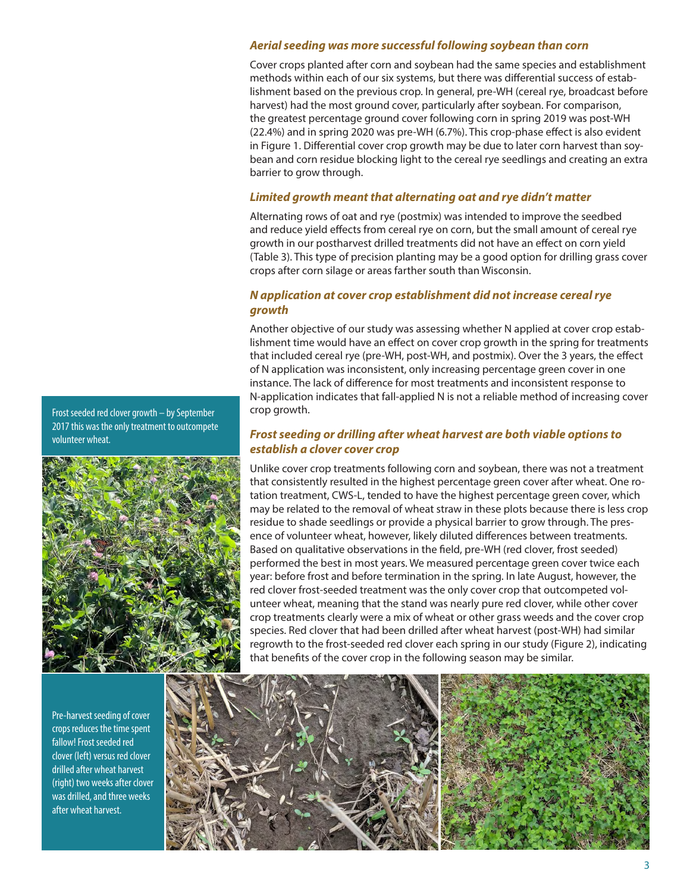### *Aerial seeding was more successful following soybean than corn*

Cover crops planted after corn and soybean had the same species and establishment methods within each of our six systems, but there was differential success of establishment based on the previous crop. In general, pre-WH (cereal rye, broadcast before harvest) had the most ground cover, particularly after soybean. For comparison, the greatest percentage ground cover following corn in spring 2019 was post-WH (22.4%) and in spring 2020 was pre-WH (6.7%). This crop-phase effect is also evident in Figure 1. Differential cover crop growth may be due to later corn harvest than soybean and corn residue blocking light to the cereal rye seedlings and creating an extra barrier to grow through.

### *Limited growth meant that alternating oat and rye didn't matter*

Alternating rows of oat and rye (postmix) was intended to improve the seedbed and reduce yield effects from cereal rye on corn, but the small amount of cereal rye growth in our postharvest drilled treatments did not have an effect on corn yield (Table 3). This type of precision planting may be a good option for drilling grass cover crops after corn silage or areas farther south than Wisconsin.

### *N application at cover crop establishment did not increase cereal rye growth*

Another objective of our study was assessing whether N applied at cover crop establishment time would have an effect on cover crop growth in the spring for treatments that included cereal rye (pre-WH, post-WH, and postmix). Over the 3 years, the effect of N application was inconsistent, only increasing percentage green cover in one instance. The lack of difference for most treatments and inconsistent response to N-application indicates that fall-applied N is not a reliable method of increasing cover crop growth.

### *Frost seeding or drilling after wheat harvest are both viable options to establish a clover cover crop*

Unlike cover crop treatments following corn and soybean, there was not a treatment that consistently resulted in the highest percentage green cover after wheat. One rotation treatment, CWS-L, tended to have the highest percentage green cover, which may be related to the removal of wheat straw in these plots because there is less crop residue to shade seedlings or provide a physical barrier to grow through. The presence of volunteer wheat, however, likely diluted differences between treatments. Based on qualitative observations in the field, pre-WH (red clover, frost seeded) performed the best in most years. We measured percentage green cover twice each year: before frost and before termination in the spring. In late August, however, the red clover frost-seeded treatment was the only cover crop that outcompeted volunteer wheat, meaning that the stand was nearly pure red clover, while other cover crop treatments clearly were a mix of wheat or other grass weeds and the cover crop species. Red clover that had been drilled after wheat harvest (post-WH) had similar regrowth to the frost-seeded red clover each spring in our study (Figure 2), indicating that benefits of the cover crop in the following season may be similar.

Frost seeded red clover growth – by September 2017 this was the only treatment to outcompete volunteer wheat.

Pre-harvest seeding of cover crops reduces the time spent fallow! Frost seeded red clover (left) versus red clover drilled after wheat harvest (right) two weeks after clover was drilled, and three weeks after wheat harvest.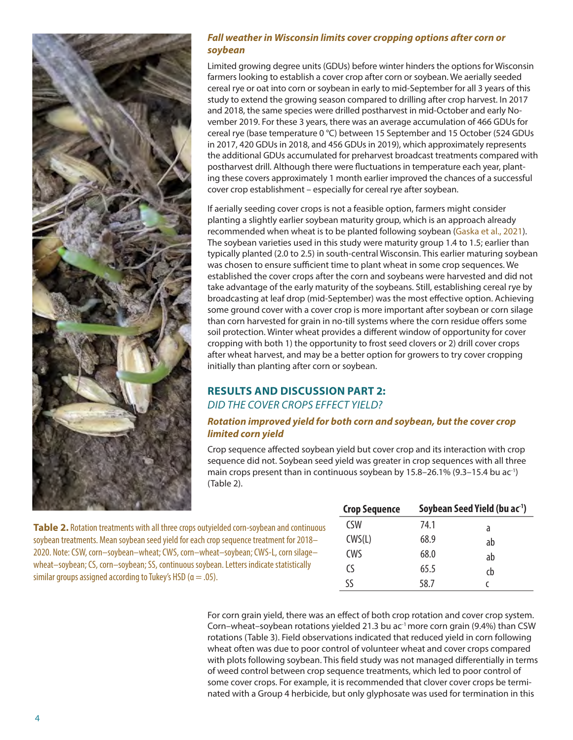### *Fall weather in Wisconsin limits cover cropping options after corn or soybean*

Limited growing degree units (GDUs) before winter hinders the options for Wisconsin farmers looking to establish a cover crop after corn or soybean. We aerially seeded cereal rye or oat into corn or soybean in early to mid-September for all 3 years of this study to extend the growing season compared to drilling after crop harvest. In 2017 and 2018, the same species were drilled postharvest in mid-October and early November 2019. For these 3 years, there was an average accumulation of 466 GDUs for cereal rye (base temperature 0 °C) between 15 September and 15 October (524 GDUs in 2017, 420 GDUs in 2018, and 456 GDUs in 2019), which approximately represents the additional GDUs accumulated for preharvest broadcast treatments compared with postharvest drill. Although there were fluctuations in temperature each year, planting these covers approximately 1 month earlier improved the chances of a successful cover crop establishment – especially for cereal rye after soybean.

If aerially seeding cover crops is not a feasible option, farmers might consider planting a slightly earlier soybean maturity group, which is an approach already recommended when wheat is to be planted following soybean (Gaska et al., 2021). The soybean varieties used in this study were maturity group 1.4 to 1.5; earlier than typically planted (2.0 to 2.5) in south-central Wisconsin. This earlier maturing soybean was chosen to ensure sufficient time to plant wheat in some crop sequences. We established the cover crops after the corn and soybeans were harvested and did not take advantage of the early maturity of the soybeans. Still, establishing cereal rye by broadcasting at leaf drop (mid-September) was the most effective option. Achieving some ground cover with a cover crop is more important after soybean or corn silage than corn harvested for grain in no-till systems where the corn residue offers some soil protection. Winter wheat provides a different window of opportunity for cover cropping with both 1) the opportunity to frost seed clovers or 2) drill cover crops after wheat harvest, and may be a better option for growers to try cover cropping initially than planting after corn or soybean.

## RESULTS AND DISCUSSION PART 2:
*DID THE COVER CROPS EFFECT YIELD?*

### *Rotation improved yield for both corn and soybean, but the cover crop limited corn yield*

Crop sequence affected soybean yield but cover crop and its interaction with crop sequence did not. Soybean seed yield was greater in crop sequences with all three main crops present than in continuous soybean by 15.8–26.1% (9.3–15.4 bu ac$^{-1}$) (Table 2).

| Crop Sequence | Soybean Seed Yield (bu ac$^{-1}$) | |
|---|---|---|
| CSW | 74.1 | a |
| CWS(L) | 68.9 | ab |
| CWS | 68.0 | ab |
| CS | 65.5 | cb |
| SS | 58.7 | c |

**Table 2.** Rotation treatments with all three crops outyielded corn-soybean and continuous soybean treatments. Mean soybean seed yield for each crop sequence treatment for 2018–2020. Note: CSW, corn–soybean–wheat; CWS, corn–wheat–soybean; CWS-L, corn silage–wheat–soybean; CS, corn–soybean; SS, continuous soybean. Letters indicate statistically similar groups assigned according to Tukey's HSD (α = .05).

For corn grain yield, there was an effect of both crop rotation and cover crop system. Corn–wheat–soybean rotations yielded 21.3 bu ac$^{-1}$ more corn grain (9.4%) than CSW rotations (Table 3). Field observations indicated that reduced yield in corn following wheat often was due to poor control of volunteer wheat and cover crops compared with plots following soybean. This field study was not managed differentially in terms of weed control between crop sequence treatments, which led to poor control of some cover crops. For example, it is recommended that clover cover crops be terminated with a Group 4 herbicide, but only glyphosate was used for termination in this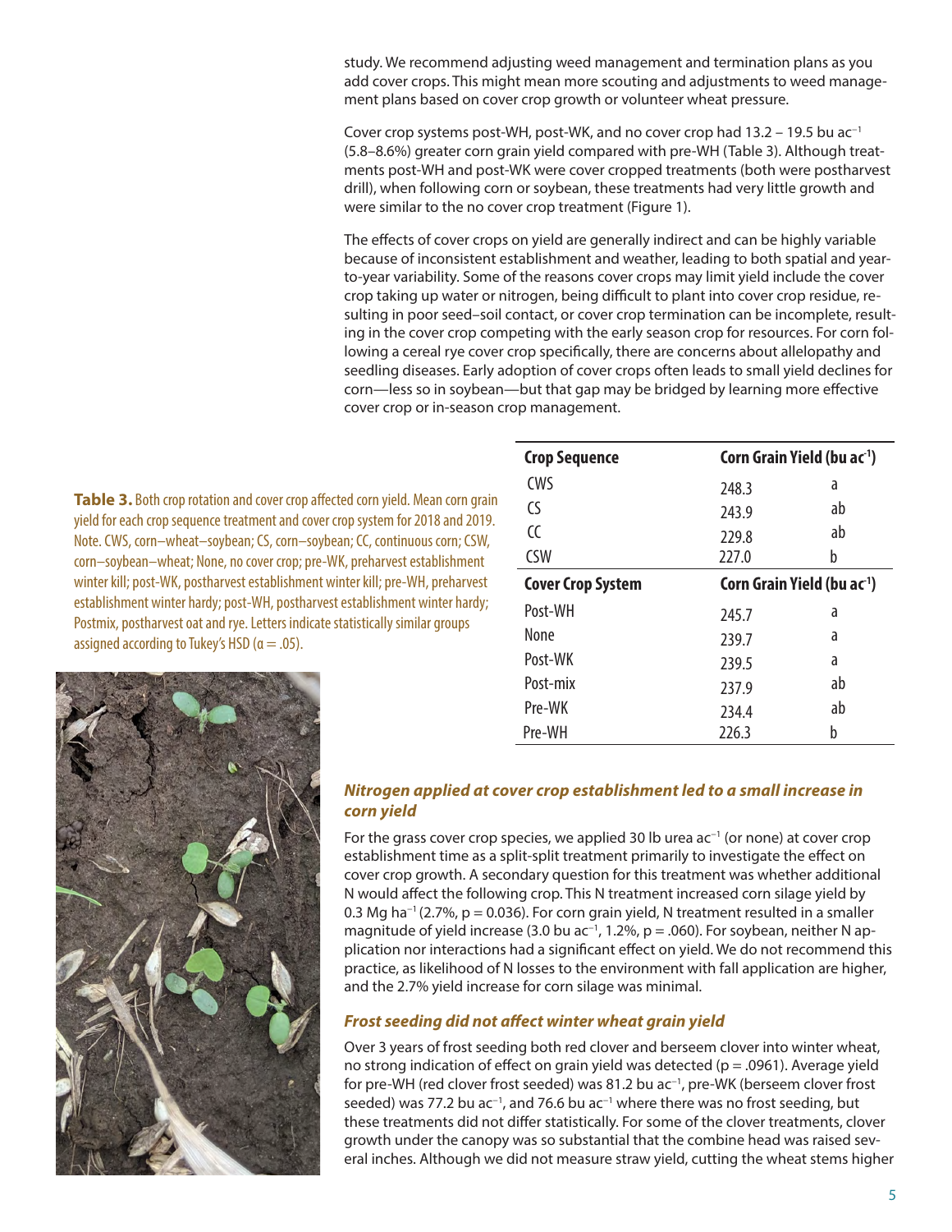study. We recommend adjusting weed management and termination plans as you add cover crops. This might mean more scouting and adjustments to weed management plans based on cover crop growth or volunteer wheat pressure.

Cover crop systems post-WH, post-WK, and no cover crop had 13.2 – 19.5 bu ac$^{-1}$ (5.8–8.6%) greater corn grain yield compared with pre-WH (Table 3). Although treatments post-WH and post-WK were cover cropped treatments (both were postharvest drill), when following corn or soybean, these treatments had very little growth and were similar to the no cover crop treatment (Figure 1).

The effects of cover crops on yield are generally indirect and can be highly variable because of inconsistent establishment and weather, leading to both spatial and year-to-year variability. Some of the reasons cover crops may limit yield include the cover crop taking up water or nitrogen, being difficult to plant into cover crop residue, resulting in poor seed–soil contact, or cover crop termination can be incomplete, resulting in the cover crop competing with the early season crop for resources. For corn following a cereal rye cover crop specifically, there are concerns about allelopathy and seedling diseases. Early adoption of cover crops often leads to small yield declines for corn—less so in soybean—but that gap may be bridged by learning more effective cover crop or in-season crop management.

**Table 3.** Both crop rotation and cover crop affected corn yield. Mean corn grain yield for each crop sequence treatment and cover crop system for 2018 and 2019. Note. CWS, corn–wheat–soybean; CS, corn–soybean; CC, continuous corn; CSW, corn–soybean–wheat; None, no cover crop; pre-WK, preharvest establishment winter kill; post-WK, postharvest establishment winter kill; pre-WH, preharvest establishment winter hardy; post-WH, postharvest establishment winter hardy; Postmix, postharvest oat and rye. Letters indicate statistically similar groups assigned according to Tukey's HSD ($\alpha = .05$).

| Crop Sequence | Corn Grain Yield (bu ac$^{-1}$) | |
|---|---|---|
| CWS | 248.3 | a |
| CS | 243.9 | ab |
| CC | 229.8 | ab |
| CSW | 227.0 | b |
| **Cover Crop System** | **Corn Grain Yield (bu ac$^{-1}$)** | |
| Post-WH | 245.7 | a |
| None | 239.7 | a |
| Post-WK | 239.5 | a |
| Post-mix | 237.9 | ab |
| Pre-WK | 234.4 | ab |
| Pre-WH | 226.3 | b |

### *Nitrogen applied at cover crop establishment led to a small increase in corn yield*

For the grass cover crop species, we applied 30 lb urea ac$^{-1}$ (or none) at cover crop establishment time as a split-split treatment primarily to investigate the effect on cover crop growth. A secondary question for this treatment was whether additional N would affect the following crop. This N treatment increased corn silage yield by 0.3 Mg ha$^{-1}$ (2.7%, $p = 0.036$). For corn grain yield, N treatment resulted in a smaller magnitude of yield increase (3.0 bu ac$^{-1}$, 1.2%, $p = .060$). For soybean, neither N application nor interactions had a significant effect on yield. We do not recommend this practice, as likelihood of N losses to the environment with fall application are higher, and the 2.7% yield increase for corn silage was minimal.

### *Frost seeding did not affect winter wheat grain yield*

Over 3 years of frost seeding both red clover and berseem clover into winter wheat, no strong indication of effect on grain yield was detected ($p = .0961$). Average yield for pre-WH (red clover frost seeded) was 81.2 bu ac$^{-1}$, pre-WK (berseem clover frost seeded) was 77.2 bu ac$^{-1}$, and 76.6 bu ac$^{-1}$ where there was no frost seeding, but these treatments did not differ statistically. For some of the clover treatments, clover growth under the canopy was so substantial that the combine head was raised several inches. Although we did not measure straw yield, cutting the wheat stems higher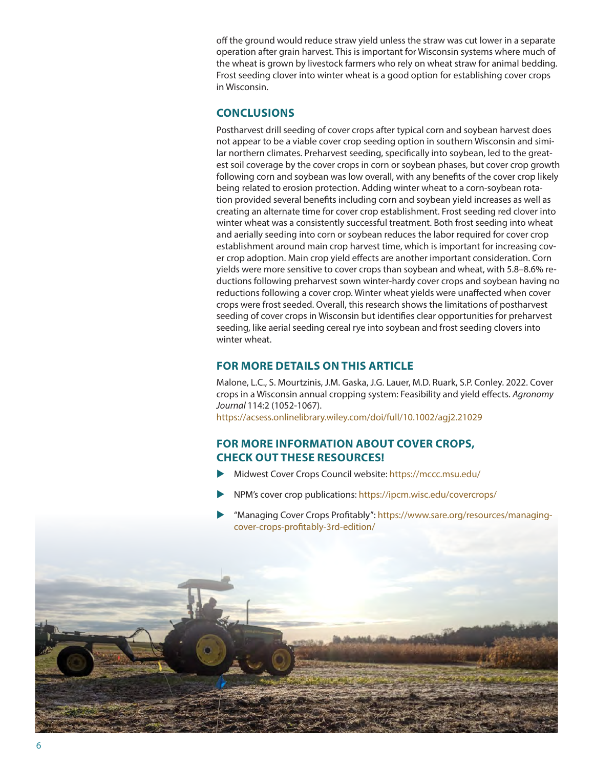off the ground would reduce straw yield unless the straw was cut lower in a separate operation after grain harvest. This is important for Wisconsin systems where much of the wheat is grown by livestock farmers who rely on wheat straw for animal bedding. Frost seeding clover into winter wheat is a good option for establishing cover crops in Wisconsin.

## CONCLUSIONS

Postharvest drill seeding of cover crops after typical corn and soybean harvest does not appear to be a viable cover crop seeding option in southern Wisconsin and similar northern climates. Preharvest seeding, specifically into soybean, led to the greatest soil coverage by the cover crops in corn or soybean phases, but cover crop growth following corn and soybean was low overall, with any benefits of the cover crop likely being related to erosion protection. Adding winter wheat to a corn-soybean rotation provided several benefits including corn and soybean yield increases as well as creating an alternate time for cover crop establishment. Frost seeding red clover into winter wheat was a consistently successful treatment. Both frost seeding into wheat and aerially seeding into corn or soybean reduces the labor required for cover crop establishment around main crop harvest time, which is important for increasing cover crop adoption. Main crop yield effects are another important consideration. Corn yields were more sensitive to cover crops than soybean and wheat, with 5.8–8.6% reductions following preharvest sown winter-hardy cover crops and soybean having no reductions following a cover crop. Winter wheat yields were unaffected when cover crops were frost seeded. Overall, this research shows the limitations of postharvest seeding of cover crops in Wisconsin but identifies clear opportunities for preharvest seeding, like aerial seeding cereal rye into soybean and frost seeding clovers into winter wheat.

## FOR MORE DETAILS ON THIS ARTICLE

Malone, L.C., S. Mourtzinis, J.M. Gaska, J.G. Lauer, M.D. Ruark, S.P. Conley. 2022. Cover crops in a Wisconsin annual cropping system: Feasibility and yield effects. *Agronomy Journal* 114:2 (1052-1067). https://acsess.onlinelibrary.wiley.com/doi/full/10.1002/agj2.21029

## FOR MORE INFORMATION ABOUT COVER CROPS, CHECK OUT THESE RESOURCES!

- Midwest Cover Crops Council website: https://mccc.msu.edu/
- NPM's cover crop publications: https://ipcm.wisc.edu/covercrops/
- "Managing Cover Crops Profitably": https://www.sare.org/resources/managing-cover-crops-profitably-3rd-edition/